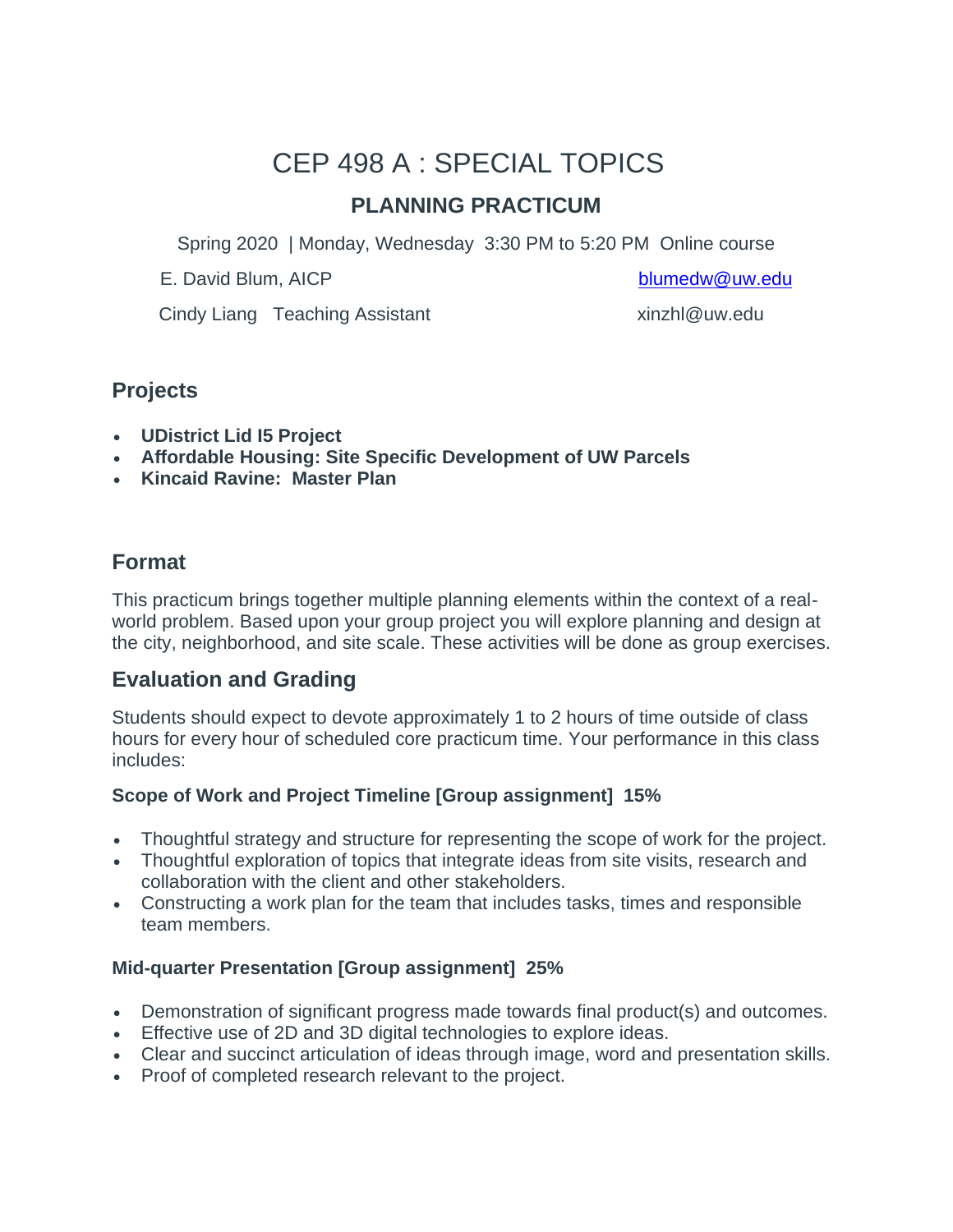# CEP 498 A : SPECIAL TOPICS

## PLANNING PRACTICUM

Spring 2020 | Monday, Wednesday 3:30 PM to 5:20 PM Online course

E. David Blum, AICP blumedw@uw.edu

Cindy Liang Teaching Assistant xinzhl@uw.edu

## Projects

- **UDistrict Lid I5 Project**
- **Affordable Housing: Site Specific Development of UW Parcels**
- **Kincaid Ravine: Master Plan**

## Format

This practicum brings together multiple planning elements within the context of a real-world problem. Based upon your group project you will explore planning and design at the city, neighborhood, and site scale. These activities will be done as group exercises.

## Evaluation and Grading

Students should expect to devote approximately 1 to 2 hours of time outside of class hours for every hour of scheduled core practicum time. Your performance in this class includes:

### Scope of Work and Project Timeline [Group assignment] 15%

- Thoughtful strategy and structure for representing the scope of work for the project.
- Thoughtful exploration of topics that integrate ideas from site visits, research and collaboration with the client and other stakeholders.
- Constructing a work plan for the team that includes tasks, times and responsible team members.

### Mid-quarter Presentation [Group assignment] 25%

- Demonstration of significant progress made towards final product(s) and outcomes.
- Effective use of 2D and 3D digital technologies to explore ideas.
- Clear and succinct articulation of ideas through image, word and presentation skills.
- Proof of completed research relevant to the project.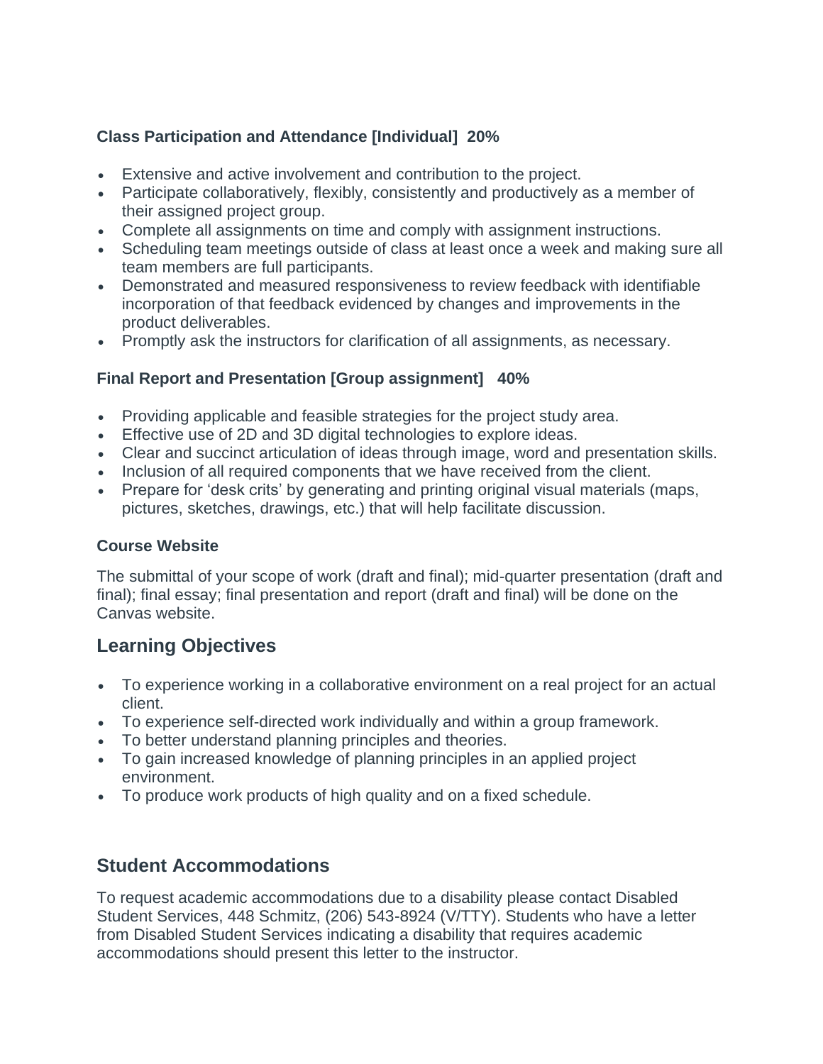**Class Participation and Attendance [Individual]  20%**

- Extensive and active involvement and contribution to the project.
- Participate collaboratively, flexibly, consistently and productively as a member of their assigned project group.
- Complete all assignments on time and comply with assignment instructions.
- Scheduling team meetings outside of class at least once a week and making sure all team members are full participants.
- Demonstrated and measured responsiveness to review feedback with identifiable incorporation of that feedback evidenced by changes and improvements in the product deliverables.
- Promptly ask the instructors for clarification of all assignments, as necessary.

**Final Report and Presentation [Group assignment]   40%**

- Providing applicable and feasible strategies for the project study area.
- Effective use of 2D and 3D digital technologies to explore ideas.
- Clear and succinct articulation of ideas through image, word and presentation skills.
- Inclusion of all required components that we have received from the client.
- Prepare for 'desk crits' by generating and printing original visual materials (maps, pictures, sketches, drawings, etc.) that will help facilitate discussion.

**Course Website**

The submittal of your scope of work (draft and final); mid-quarter presentation (draft and final); final essay; final presentation and report (draft and final) will be done on the Canvas website.

## Learning Objectives

- To experience working in a collaborative environment on a real project for an actual client.
- To experience self-directed work individually and within a group framework.
- To better understand planning principles and theories.
- To gain increased knowledge of planning principles in an applied project environment.
- To produce work products of high quality and on a fixed schedule.

## Student Accommodations

To request academic accommodations due to a disability please contact Disabled Student Services, 448 Schmitz, (206) 543-8924 (V/TTY). Students who have a letter from Disabled Student Services indicating a disability that requires academic accommodations should present this letter to the instructor.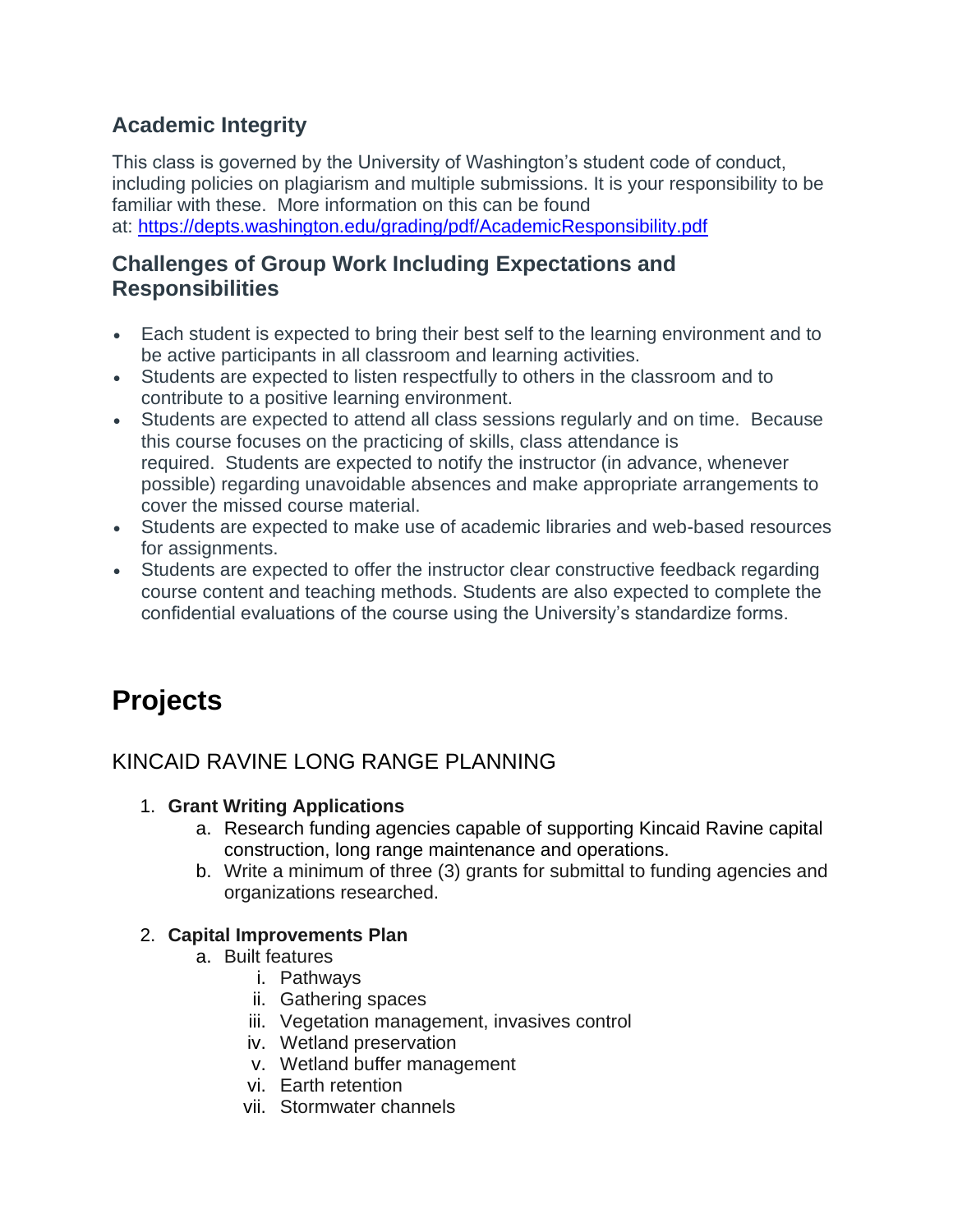### Academic Integrity

This class is governed by the University of Washington's student code of conduct, including policies on plagiarism and multiple submissions. It is your responsibility to be familiar with these. More information on this can be found at: [https://depts.washington.edu/grading/pdf/AcademicResponsibility.pdf](https://depts.washington.edu/grading/pdf/AcademicResponsibility.pdf)

### Challenges of Group Work Including Expectations and Responsibilities

- Each student is expected to bring their best self to the learning environment and to be active participants in all classroom and learning activities.
- Students are expected to listen respectfully to others in the classroom and to contribute to a positive learning environment.
- Students are expected to attend all class sessions regularly and on time. Because this course focuses on the practicing of skills, class attendance is required. Students are expected to notify the instructor (in advance, whenever possible) regarding unavoidable absences and make appropriate arrangements to cover the missed course material.
- Students are expected to make use of academic libraries and web-based resources for assignments.
- Students are expected to offer the instructor clear constructive feedback regarding course content and teaching methods. Students are also expected to complete the confidential evaluations of the course using the University's standardize forms.

## Projects

### KINCAID RAVINE LONG RANGE PLANNING

1. **Grant Writing Applications**
   a. Research funding agencies capable of supporting Kincaid Ravine capital construction, long range maintenance and operations.
   b. Write a minimum of three (3) grants for submittal to funding agencies and organizations researched.

2. **Capital Improvements Plan**
   a. Built features
      i. Pathways
      ii. Gathering spaces
      iii. Vegetation management, invasives control
      iv. Wetland preservation
      v. Wetland buffer management
      vi. Earth retention
      vii. Stormwater channels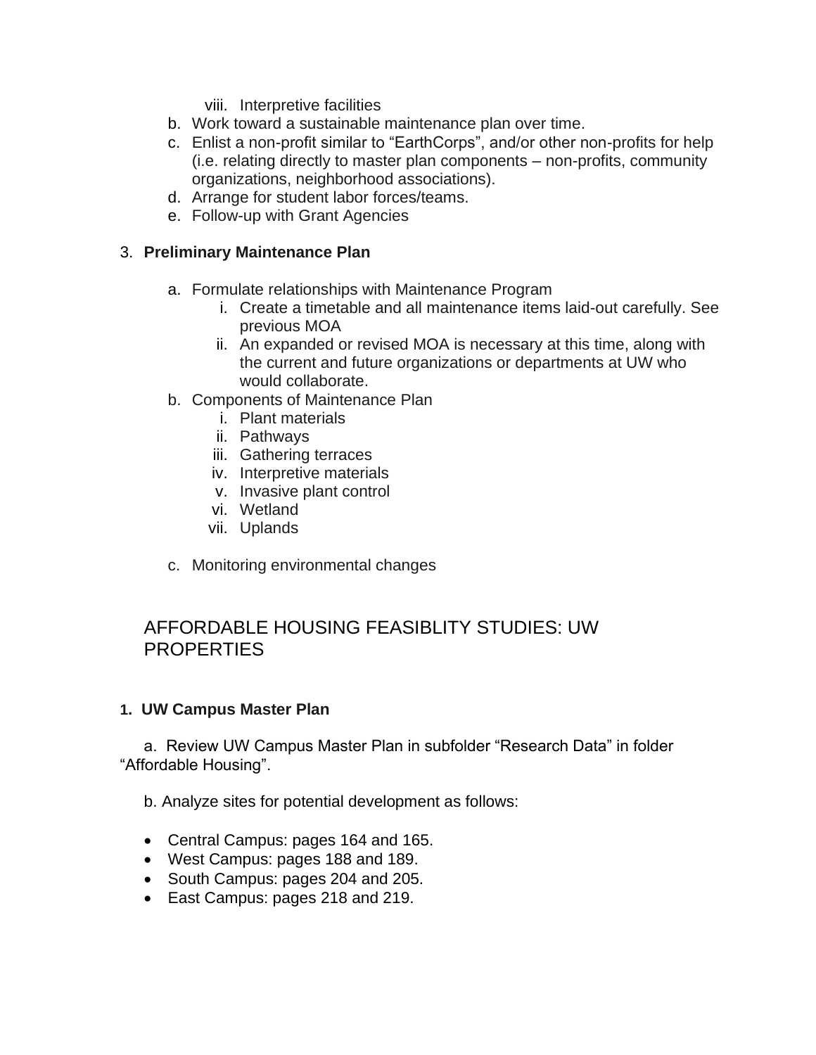viii. Interpretive facilities

b. Work toward a sustainable maintenance plan over time.
c. Enlist a non-profit similar to "EarthCorps", and/or other non-profits for help (i.e. relating directly to master plan components – non-profits, community organizations, neighborhood associations).
d. Arrange for student labor forces/teams.
e. Follow-up with Grant Agencies

3. **Preliminary Maintenance Plan**

   a. Formulate relationships with Maintenance Program
      i. Create a timetable and all maintenance items laid-out carefully. See previous MOA
      ii. An expanded or revised MOA is necessary at this time, along with the current and future organizations or departments at UW who would collaborate.

   b. Components of Maintenance Plan
      i. Plant materials
      ii. Pathways
      iii. Gathering terraces
      iv. Interpretive materials
      v. Invasive plant control
      vi. Wetland
      vii. Uplands

   c. Monitoring environmental changes

## AFFORDABLE HOUSING FEASIBLITY STUDIES: UW PROPERTIES

1. **UW Campus Master Plan**

   a. Review UW Campus Master Plan in subfolder "Research Data" in folder "Affordable Housing".

   b. Analyze sites for potential development as follows:

   - Central Campus: pages 164 and 165.
   - West Campus: pages 188 and 189.
   - South Campus: pages 204 and 205.
   - East Campus: pages 218 and 219.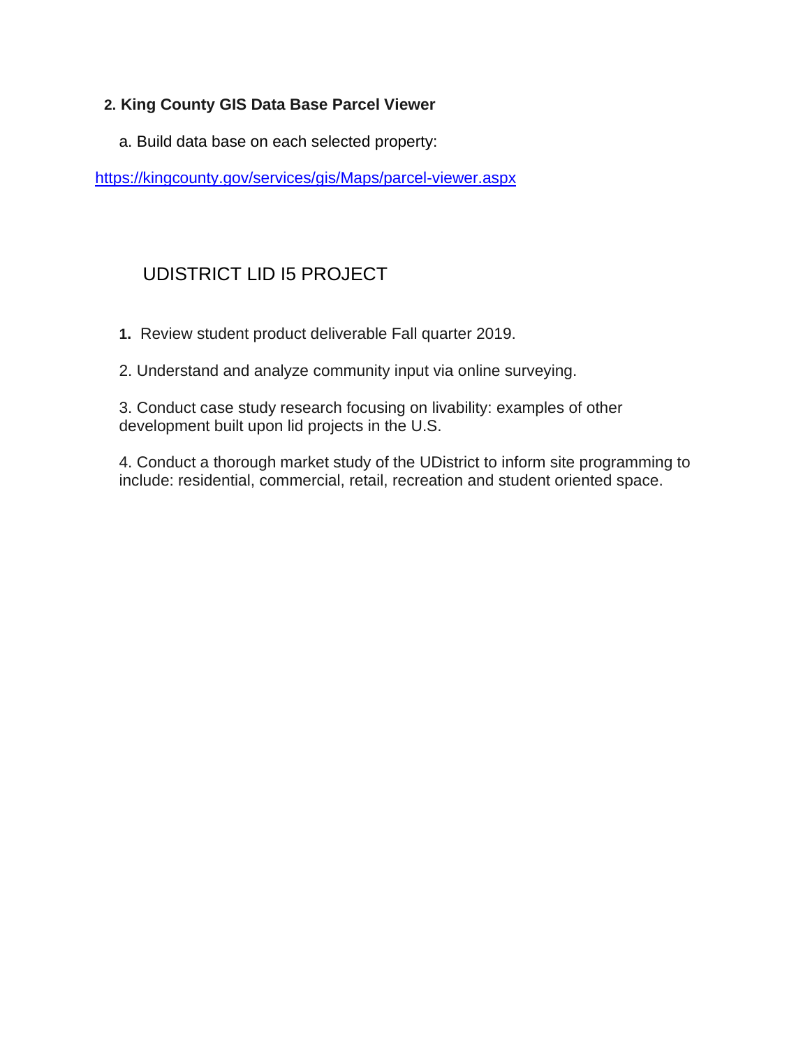**2. King County GIS Data Base Parcel Viewer**

a. Build data base on each selected property:

https://kingcounty.gov/services/gis/Maps/parcel-viewer.aspx

## UDISTRICT LID I5 PROJECT

1. Review student product deliverable Fall quarter 2019.

2. Understand and analyze community input via online surveying.

3. Conduct case study research focusing on livability: examples of other development built upon lid projects in the U.S.

4. Conduct a thorough market study of the UDistrict to inform site programming to include: residential, commercial, retail, recreation and student oriented space.